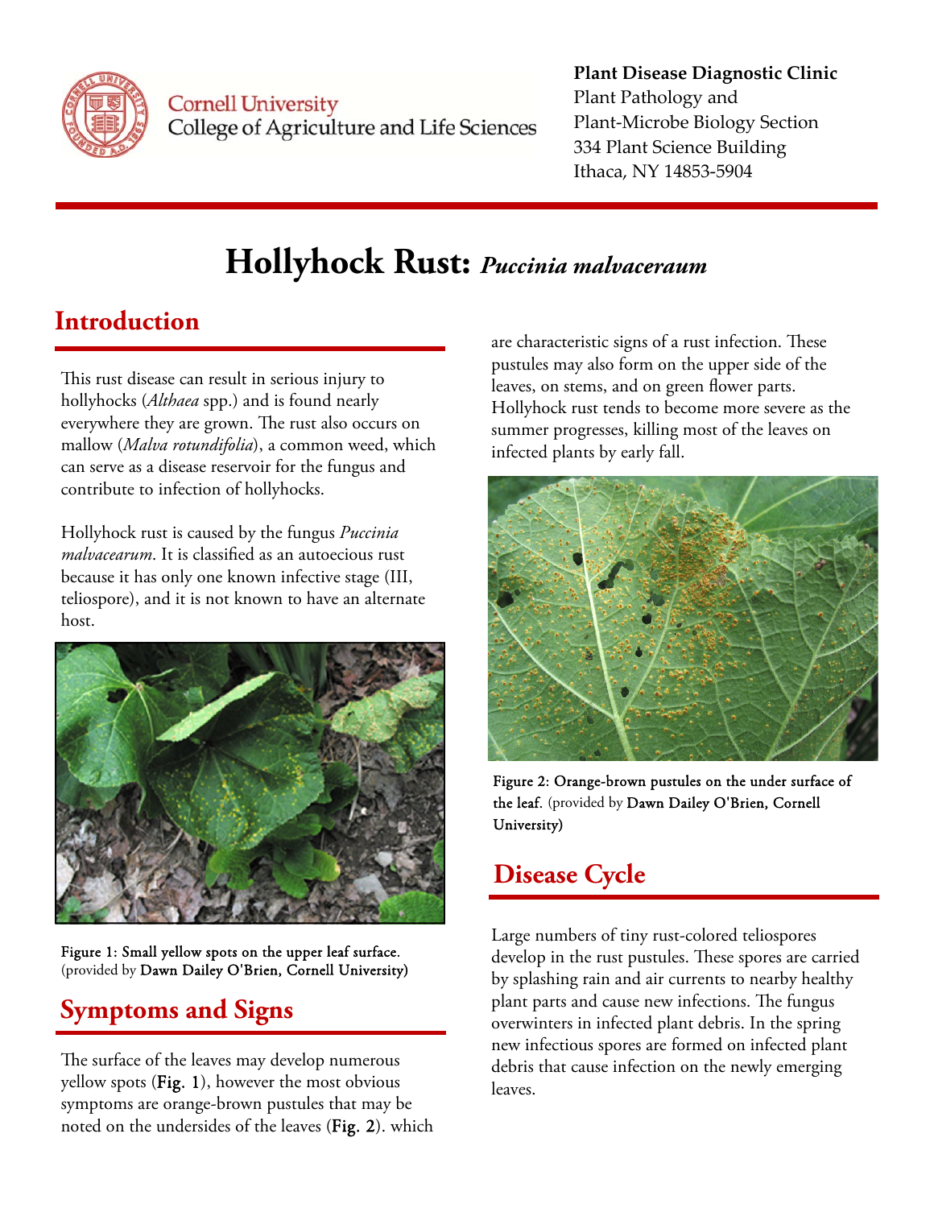Cornell University
College of Agriculture and Life Sciences

**Plant Disease Diagnostic Clinic**
Plant Pathology and
Plant-Microbe Biology Section
334 Plant Science Building
Ithaca, NY 14853-5904

# Hollyhock Rust: *Puccinia malvaceraum*

## Introduction

This rust disease can result in serious injury to hollyhocks (*Althaea* spp.) and is found nearly everywhere they are grown. The rust also occurs on mallow (*Malva rotundifolia*), a common weed, which can serve as a disease reservoir for the fungus and contribute to infection of hollyhocks.

Hollyhock rust is caused by the fungus *Puccinia malvacearum*. It is classified as an autoecious rust because it has only one known infective stage (III, teliospore), and it is not known to have an alternate host.

Figure 1: Small yellow spots on the upper leaf surface. (provided by Dawn Dailey O'Brien, Cornell University)

## Symptoms and Signs

The surface of the leaves may develop numerous yellow spots (**Fig. 1**), however the most obvious symptoms are orange-brown pustules that may be noted on the undersides of the leaves (**Fig. 2**). which are characteristic signs of a rust infection. These pustules may also form on the upper side of the leaves, on stems, and on green flower parts. Hollyhock rust tends to become more severe as the summer progresses, killing most of the leaves on infected plants by early fall.

Figure 2: Orange-brown pustules on the under surface of the leaf. (provided by Dawn Dailey O'Brien, Cornell University)

## Disease Cycle

Large numbers of tiny rust-colored teliospores develop in the rust pustules. These spores are carried by splashing rain and air currents to nearby healthy plant parts and cause new infections. The fungus overwinters in infected plant debris. In the spring new infectious spores are formed on infected plant debris that cause infection on the newly emerging leaves.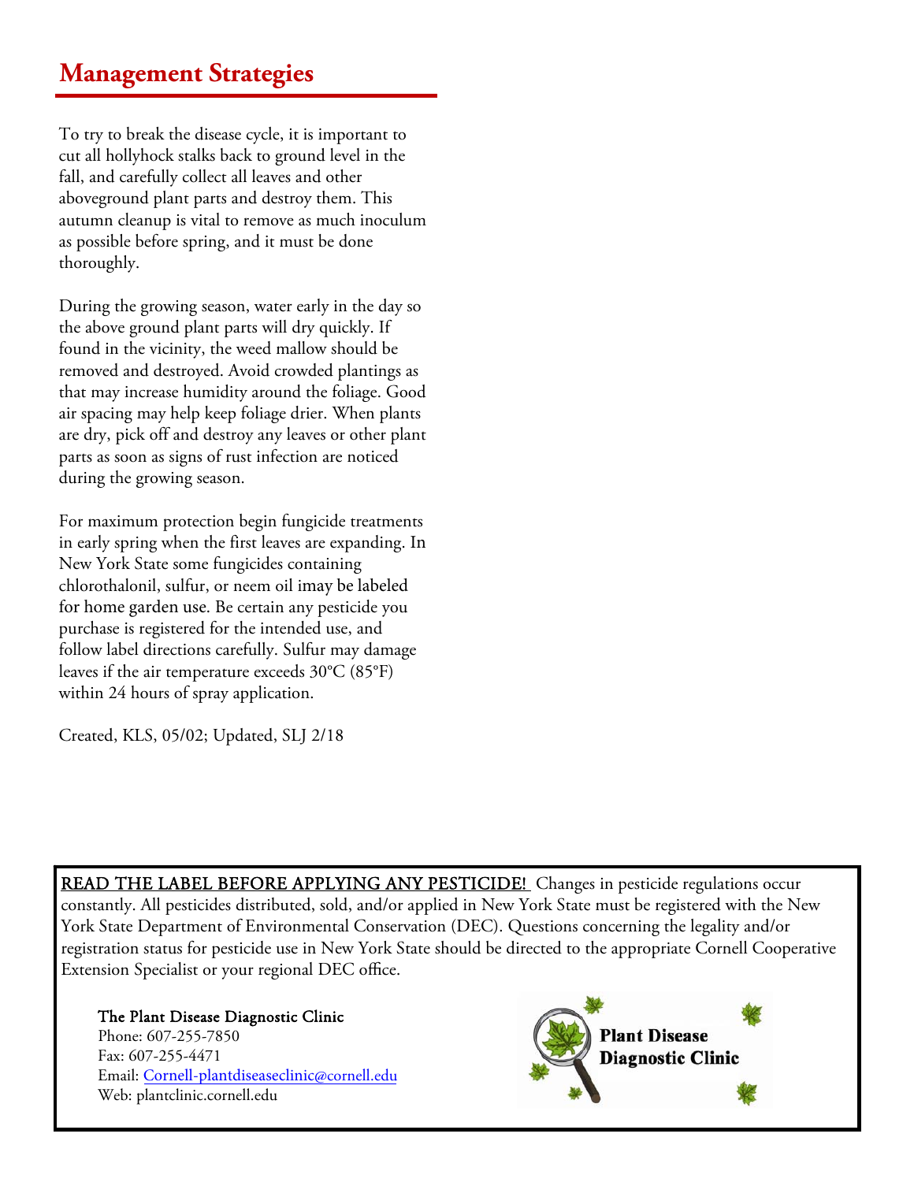## Management Strategies

To try to break the disease cycle, it is important to cut all hollyhock stalks back to ground level in the fall, and carefully collect all leaves and other aboveground plant parts and destroy them. This autumn cleanup is vital to remove as much inoculum as possible before spring, and it must be done thoroughly.

During the growing season, water early in the day so the above ground plant parts will dry quickly. If found in the vicinity, the weed mallow should be removed and destroyed. Avoid crowded plantings as that may increase humidity around the foliage. Good air spacing may help keep foliage drier. When plants are dry, pick off and destroy any leaves or other plant parts as soon as signs of rust infection are noticed during the growing season.

For maximum protection begin fungicide treatments in early spring when the first leaves are expanding. In New York State some fungicides containing chlorothalonil, sulfur, or neem oil imay be labeled for home garden use. Be certain any pesticide you purchase is registered for the intended use, and follow label directions carefully. Sulfur may damage leaves if the air temperature exceeds 30°C (85°F) within 24 hours of spray application.

Created, KLS, 05/02; Updated, SLJ 2/18

**READ THE LABEL BEFORE APPLYING ANY PESTICIDE!** Changes in pesticide regulations occur constantly. All pesticides distributed, sold, and/or applied in New York State must be registered with the New York State Department of Environmental Conservation (DEC). Questions concerning the legality and/or registration status for pesticide use in New York State should be directed to the appropriate Cornell Cooperative Extension Specialist or your regional DEC office.

The Plant Disease Diagnostic Clinic
Phone: 607-255-7850
Fax: 607-255-4471
Email: Cornell-plantdiseaseclinic@cornell.edu
Web: plantclinic.cornell.edu

Plant Disease Diagnostic Clinic